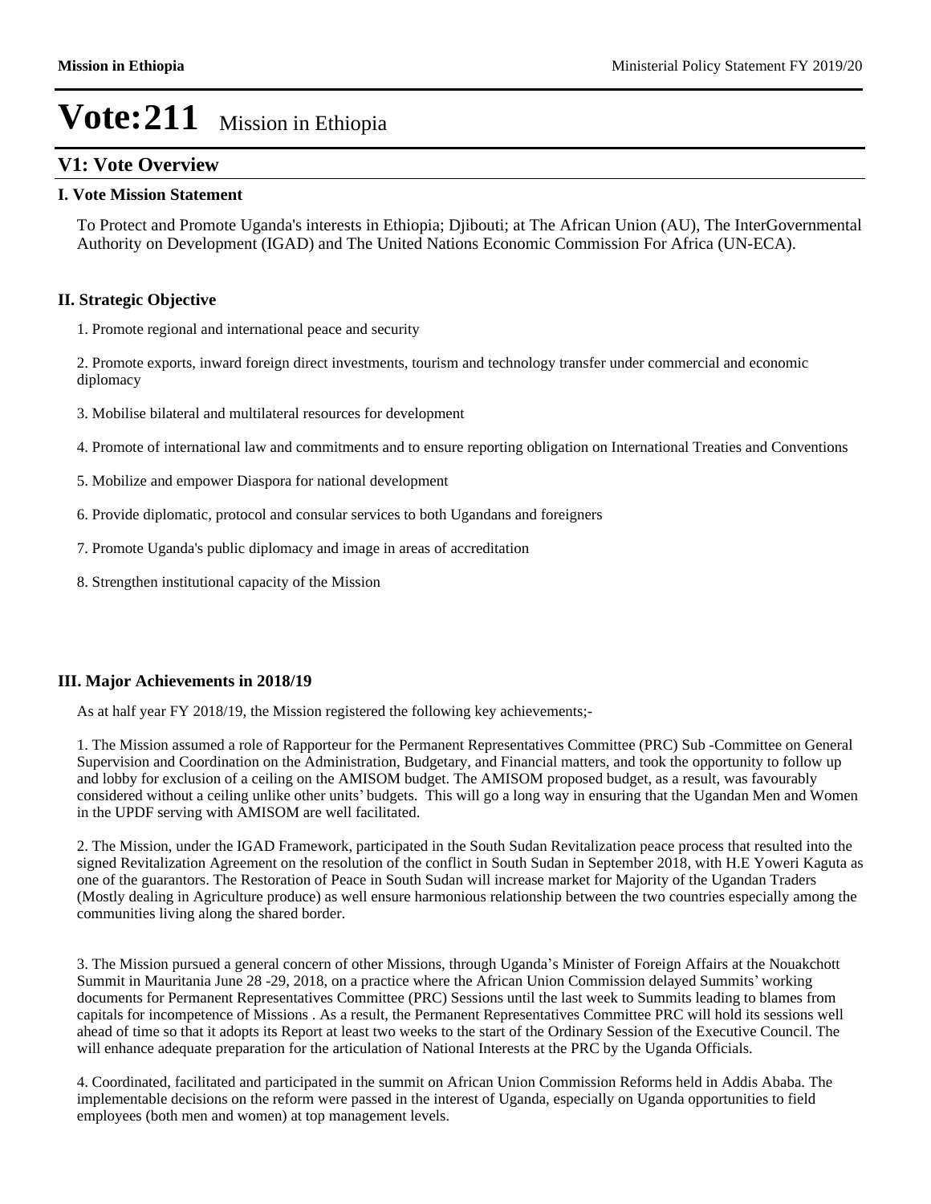# Vote:211 Mission in Ethiopia

## V1: Vote Overview

### I. Vote Mission Statement

To Protect and Promote Uganda's interests in Ethiopia; Djibouti; at The African Union (AU), The InterGovernmental Authority on Development (IGAD) and The United Nations Economic Commission For Africa (UN-ECA).

### II. Strategic Objective

1. Promote regional and international peace and security

2. Promote exports, inward foreign direct investments, tourism and technology transfer under commercial and economic diplomacy

3. Mobilise bilateral and multilateral resources for development

4. Promote of international law and commitments and to ensure reporting obligation on International Treaties and Conventions

5. Mobilize and empower Diaspora for national development

6. Provide diplomatic, protocol and consular services to both Ugandans and foreigners

7. Promote Uganda's public diplomacy and image in areas of accreditation

8. Strengthen institutional capacity of the Mission

### III. Major Achievements in 2018/19

As at half year FY 2018/19, the Mission registered the following key achievements;-

1. The Mission assumed a role of Rapporteur for the Permanent Representatives Committee (PRC) Sub -Committee on General Supervision and Coordination on the Administration, Budgetary, and Financial matters, and took the opportunity to follow up and lobby for exclusion of a ceiling on the AMISOM budget. The AMISOM proposed budget, as a result, was favourably considered without a ceiling unlike other units' budgets. This will go a long way in ensuring that the Ugandan Men and Women in the UPDF serving with AMISOM are well facilitated.

2. The Mission, under the IGAD Framework, participated in the South Sudan Revitalization peace process that resulted into the signed Revitalization Agreement on the resolution of the conflict in South Sudan in September 2018, with H.E Yoweri Kaguta as one of the guarantors. The Restoration of Peace in South Sudan will increase market for Majority of the Ugandan Traders (Mostly dealing in Agriculture produce) as well ensure harmonious relationship between the two countries especially among the communities living along the shared border.

3. The Mission pursued a general concern of other Missions, through Uganda's Minister of Foreign Affairs at the Nouakchott Summit in Mauritania June 28 -29, 2018, on a practice where the African Union Commission delayed Summits' working documents for Permanent Representatives Committee (PRC) Sessions until the last week to Summits leading to blames from capitals for incompetence of Missions . As a result, the Permanent Representatives Committee PRC will hold its sessions well ahead of time so that it adopts its Report at least two weeks to the start of the Ordinary Session of the Executive Council. The will enhance adequate preparation for the articulation of National Interests at the PRC by the Uganda Officials.

4. Coordinated, facilitated and participated in the summit on African Union Commission Reforms held in Addis Ababa. The implementable decisions on the reform were passed in the interest of Uganda, especially on Uganda opportunities to field employees (both men and women) at top management levels.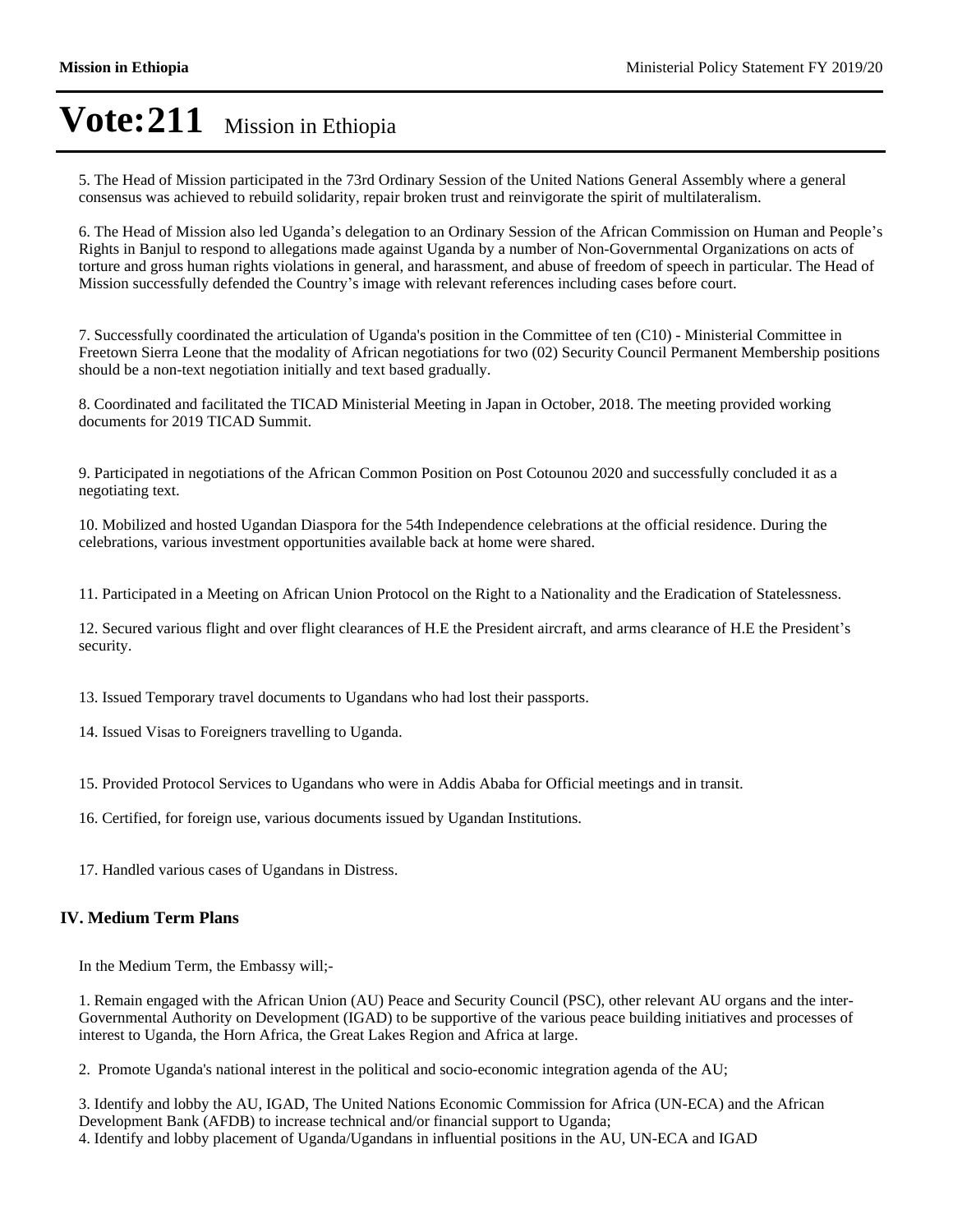# Vote:211 Mission in Ethiopia

5. The Head of Mission participated in the 73rd Ordinary Session of the United Nations General Assembly where a general consensus was achieved to rebuild solidarity, repair broken trust and reinvigorate the spirit of multilateralism.

6. The Head of Mission also led Uganda's delegation to an Ordinary Session of the African Commission on Human and People's Rights in Banjul to respond to allegations made against Uganda by a number of Non-Governmental Organizations on acts of torture and gross human rights violations in general, and harassment, and abuse of freedom of speech in particular. The Head of Mission successfully defended the Country's image with relevant references including cases before court.

7. Successfully coordinated the articulation of Uganda's position in the Committee of ten (C10) - Ministerial Committee in Freetown Sierra Leone that the modality of African negotiations for two (02) Security Council Permanent Membership positions should be a non-text negotiation initially and text based gradually.

8. Coordinated and facilitated the TICAD Ministerial Meeting in Japan in October, 2018. The meeting provided working documents for 2019 TICAD Summit.

9. Participated in negotiations of the African Common Position on Post Cotounou 2020 and successfully concluded it as a negotiating text.

10. Mobilized and hosted Ugandan Diaspora for the 54th Independence celebrations at the official residence. During the celebrations, various investment opportunities available back at home were shared.

11. Participated in a Meeting on African Union Protocol on the Right to a Nationality and the Eradication of Statelessness.

12. Secured various flight and over flight clearances of H.E the President aircraft, and arms clearance of H.E the President's security.

13. Issued Temporary travel documents to Ugandans who had lost their passports.

14. Issued Visas to Foreigners travelling to Uganda.

15. Provided Protocol Services to Ugandans who were in Addis Ababa for Official meetings and in transit.

16. Certified, for foreign use, various documents issued by Ugandan Institutions.

17. Handled various cases of Ugandans in Distress.

## IV. Medium Term Plans

In the Medium Term, the Embassy will;-

1. Remain engaged with the African Union (AU) Peace and Security Council (PSC), other relevant AU organs and the inter-Governmental Authority on Development (IGAD) to be supportive of the various peace building initiatives and processes of interest to Uganda, the Horn Africa, the Great Lakes Region and Africa at large.

2. Promote Uganda's national interest in the political and socio-economic integration agenda of the AU;

3. Identify and lobby the AU, IGAD, The United Nations Economic Commission for Africa (UN-ECA) and the African Development Bank (AFDB) to increase technical and/or financial support to Uganda;
4. Identify and lobby placement of Uganda/Ugandans in influential positions in the AU, UN-ECA and IGAD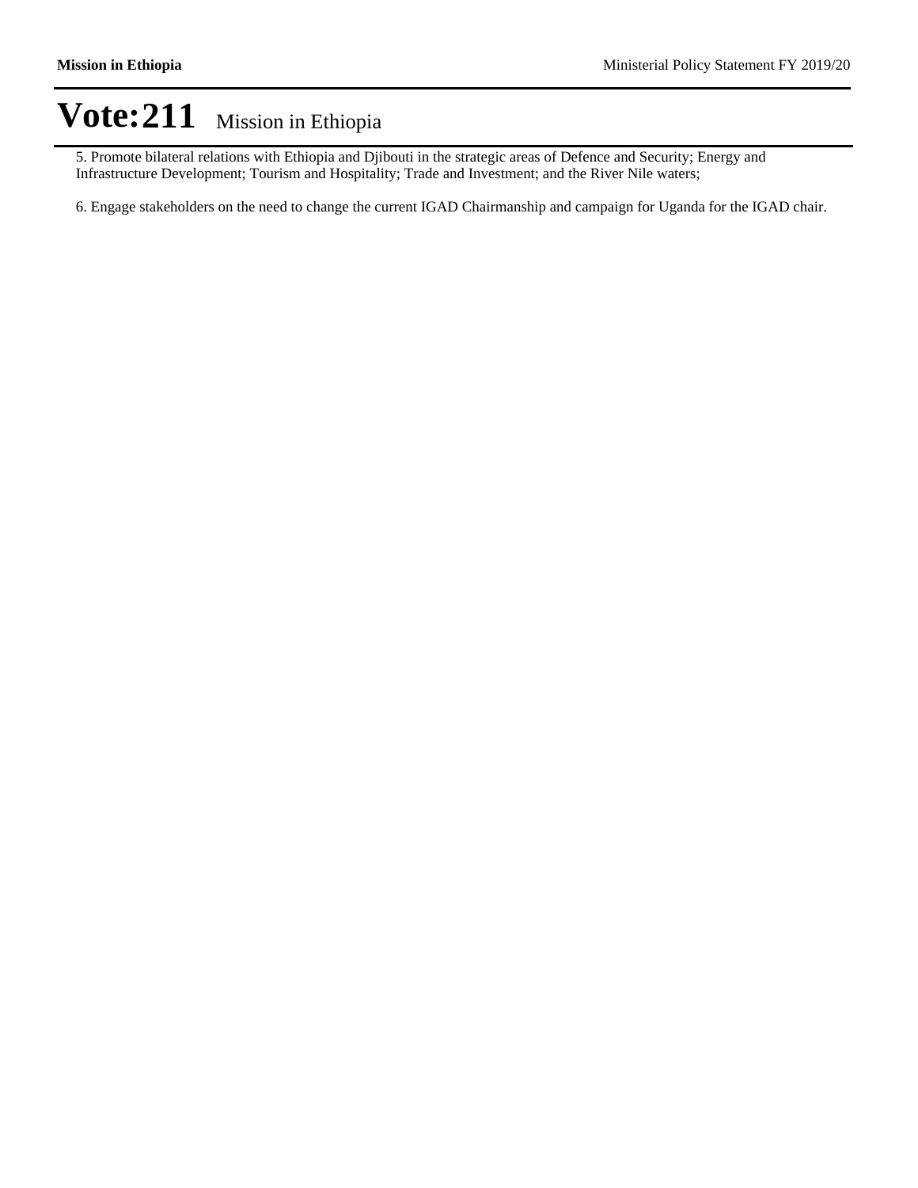# Vote:211 Mission in Ethiopia

5. Promote bilateral relations with Ethiopia and Djibouti in the strategic areas of Defence and Security; Energy and Infrastructure Development; Tourism and Hospitality; Trade and Investment; and the River Nile waters;

6. Engage stakeholders on the need to change the current IGAD Chairmanship and campaign for Uganda for the IGAD chair.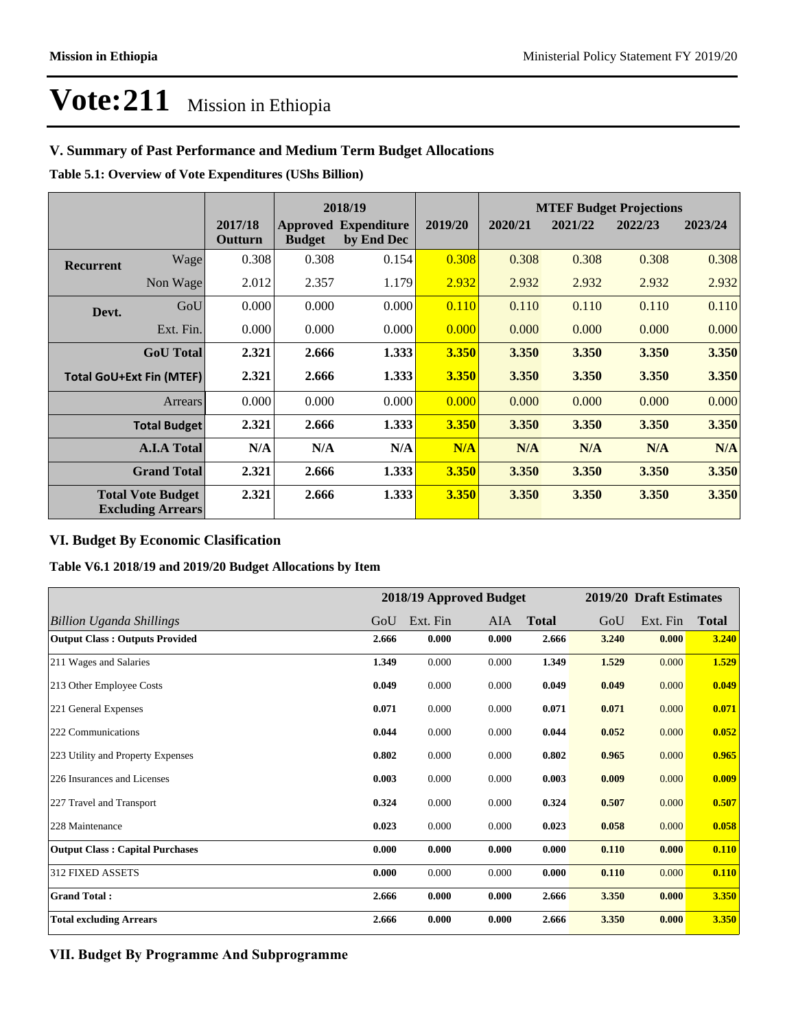# Vote:211 Mission in Ethiopia

## V. Summary of Past Performance and Medium Term Budget Allocations

**Table 5.1: Overview of Vote Expenditures (UShs Billion)**

| | | | 2018/19 | | | MTEF Budget Projections | | | |
|---|---|---|---|---|---|---|---|---|---|
| | | 2017/18 Outturn | Approved Budget | Expenditure by End Dec | 2019/20 | 2020/21 | 2021/22 | 2022/23 | 2023/24 |
| **Recurrent** | Wage | 0.308 | 0.308 | 0.154 | 0.308 | 0.308 | 0.308 | 0.308 | 0.308 |
| | Non Wage | 2.012 | 2.357 | 1.179 | 2.932 | 2.932 | 2.932 | 2.932 | 2.932 |
| **Devt.** | GoU | 0.000 | 0.000 | 0.000 | 0.110 | 0.110 | 0.110 | 0.110 | 0.110 |
| | Ext. Fin. | 0.000 | 0.000 | 0.000 | 0.000 | 0.000 | 0.000 | 0.000 | 0.000 |
| | **GoU Total** | **2.321** | **2.666** | **1.333** | **3.350** | **3.350** | **3.350** | **3.350** | **3.350** |
| **Total GoU+Ext Fin (MTEF)** | | **2.321** | **2.666** | **1.333** | **3.350** | **3.350** | **3.350** | **3.350** | **3.350** |
| | Arrears | 0.000 | 0.000 | 0.000 | 0.000 | 0.000 | 0.000 | 0.000 | 0.000 |
| | **Total Budget** | **2.321** | **2.666** | **1.333** | **3.350** | **3.350** | **3.350** | **3.350** | **3.350** |
| | **A.I.A Total** | **N/A** | **N/A** | **N/A** | **N/A** | **N/A** | **N/A** | **N/A** | **N/A** |
| | **Grand Total** | **2.321** | **2.666** | **1.333** | **3.350** | **3.350** | **3.350** | **3.350** | **3.350** |
| | **Total Vote Budget Excluding Arrears** | **2.321** | **2.666** | **1.333** | **3.350** | **3.350** | **3.350** | **3.350** | **3.350** |

## VI. Budget By Economic Clasification

**Table V6.1 2018/19 and 2019/20 Budget Allocations by Item**

| | 2018/19 Approved Budget | | | | 2019/20 Draft Estimates | | |
|---|---|---|---|---|---|---|---|
| *Billion Uganda Shillings* | GoU | Ext. Fin | AIA | **Total** | GoU | Ext. Fin | **Total** |
| **Output Class : Outputs Provided** | **2.666** | **0.000** | **0.000** | **2.666** | **3.240** | **0.000** | **3.240** |
| 211 Wages and Salaries | **1.349** | 0.000 | 0.000 | **1.349** | **1.529** | 0.000 | **1.529** |
| 213 Other Employee Costs | **0.049** | 0.000 | 0.000 | **0.049** | **0.049** | 0.000 | **0.049** |
| 221 General Expenses | **0.071** | 0.000 | 0.000 | **0.071** | **0.071** | 0.000 | **0.071** |
| 222 Communications | **0.044** | 0.000 | 0.000 | **0.044** | **0.052** | 0.000 | **0.052** |
| 223 Utility and Property Expenses | **0.802** | 0.000 | 0.000 | **0.802** | **0.965** | 0.000 | **0.965** |
| 226 Insurances and Licenses | **0.003** | 0.000 | 0.000 | **0.003** | **0.009** | 0.000 | **0.009** |
| 227 Travel and Transport | **0.324** | 0.000 | 0.000 | **0.324** | **0.507** | 0.000 | **0.507** |
| 228 Maintenance | **0.023** | 0.000 | 0.000 | **0.023** | **0.058** | 0.000 | **0.058** |
| **Output Class : Capital Purchases** | **0.000** | **0.000** | **0.000** | **0.000** | **0.110** | **0.000** | **0.110** |
| 312 FIXED ASSETS | **0.000** | 0.000 | 0.000 | **0.000** | **0.110** | 0.000 | **0.110** |
| **Grand Total :** | **2.666** | **0.000** | **0.000** | **2.666** | **3.350** | **0.000** | **3.350** |
| **Total excluding Arrears** | **2.666** | **0.000** | **0.000** | **2.666** | **3.350** | **0.000** | **3.350** |

## VII. Budget By Programme And Subprogramme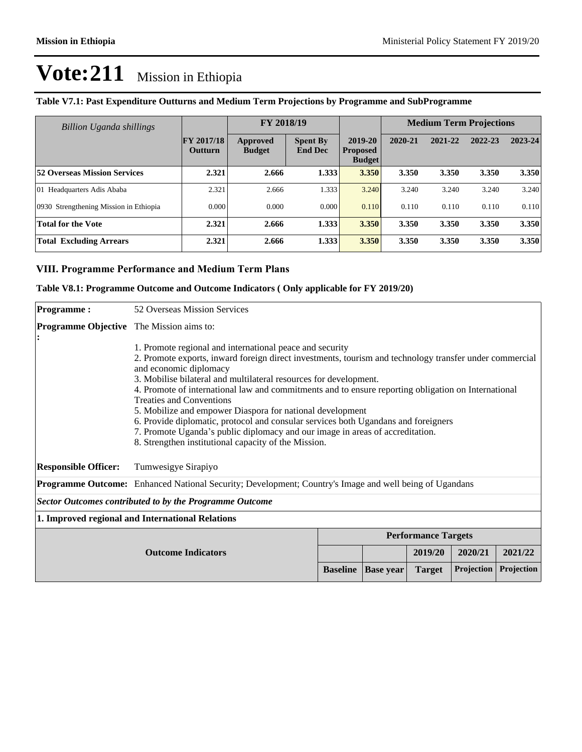# Vote:211 Mission in Ethiopia

**Table V7.1: Past Expenditure Outturns and Medium Term Projections by Programme and SubProgramme**

| *Billion Uganda shillings* | | FY 2018/19 | | | Medium Term Projections | | | |
|---|---|---|---|---|---|---|---|---|
| | FY 2017/18 Outturn | Approved Budget | Spent By End Dec | 2019-20 Proposed Budget | 2020-21 | 2021-22 | 2022-23 | 2023-24 |
| **52 Overseas Mission Services** | **2.321** | **2.666** | **1.333** | **3.350** | **3.350** | **3.350** | **3.350** | **3.350** |
| 01 Headquarters Adis Ababa | 2.321 | 2.666 | 1.333 | 3.240 | 3.240 | 3.240 | 3.240 | 3.240 |
| 0930 Strengthening Mission in Ethiopia | 0.000 | 0.000 | 0.000 | 0.110 | 0.110 | 0.110 | 0.110 | 0.110 |
| **Total for the Vote** | **2.321** | **2.666** | **1.333** | **3.350** | **3.350** | **3.350** | **3.350** | **3.350** |
| **Total Excluding Arrears** | **2.321** | **2.666** | **1.333** | **3.350** | **3.350** | **3.350** | **3.350** | **3.350** |

## VIII. Programme Performance and Medium Term Plans

**Table V8.1: Programme Outcome and Outcome Indicators ( Only applicable for FY 2019/20)**

**Programme :** 52 Overseas Mission Services

**Programme Objective :** The Mission aims to:

1. Promote regional and international peace and security
2. Promote exports, inward foreign direct investments, tourism and technology transfer under commercial and economic diplomacy
3. Mobilise bilateral and multilateral resources for development.
4. Promote of international law and commitments and to ensure reporting obligation on International Treaties and Conventions
5. Mobilize and empower Diaspora for national development
6. Provide diplomatic, protocol and consular services both Ugandans and foreigners
7. Promote Uganda's public diplomacy and our image in areas of accreditation.
8. Strengthen institutional capacity of the Mission.

**Responsible Officer:** Tumwesigye Sirapiyo

**Programme Outcome:** Enhanced National Security; Development; Country's Image and well being of Ugandans

***Sector Outcomes contributed to by the Programme Outcome***

**1. Improved regional and International Relations**

| Outcome Indicators | Performance Targets | | | | |
|---|---|---|---|---|---|
| | | | 2019/20 | 2020/21 | 2021/22 |
| | Baseline | Base year | Target | Projection | Projection |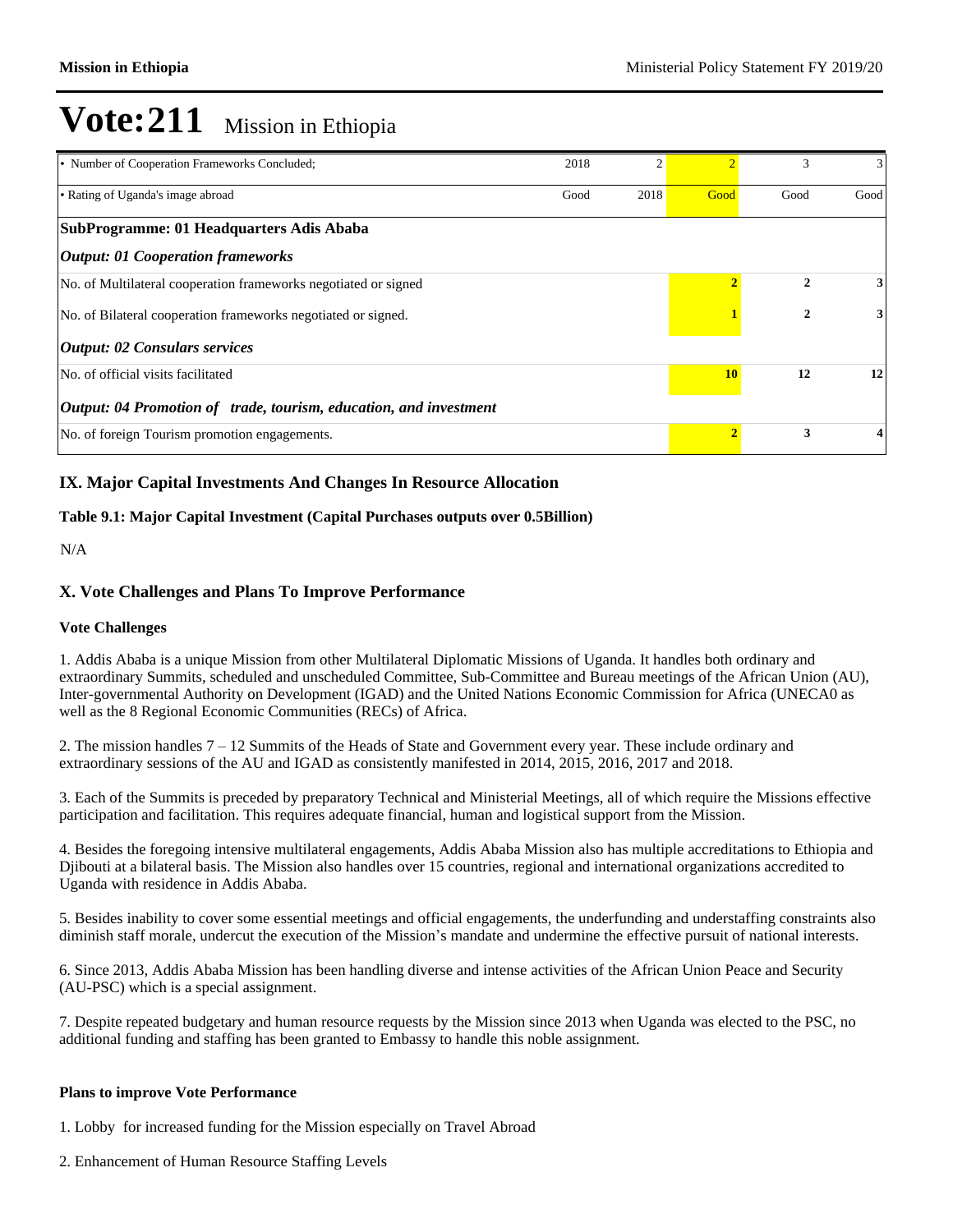# Vote:211 Mission in Ethiopia

| | | | | | |
|---|---|---|---|---|---|
| • Number of Cooperation Frameworks Concluded; | 2018 | 2 | 2 | 3 | 3 |
| • Rating of Uganda's image abroad | Good | 2018 | Good | Good | Good |
| **SubProgramme: 01 Headquarters Adis Ababa** | | | | | |
| ***Output: 01 Cooperation frameworks*** | | | | | |
| No. of Multilateral cooperation frameworks negotiated or signed | | | **2** | **2** | **3** |
| No. of Bilateral cooperation frameworks negotiated or signed. | | | **1** | **2** | **3** |
| ***Output: 02 Consulars services*** | | | | | |
| No. of official visits facilitated | | | **10** | **12** | **12** |
| ***Output: 04 Promotion of trade, tourism, education, and investment*** | | | | | |
| No. of foreign Tourism promotion engagements. | | | **2** | **3** | **4** |

## IX. Major Capital Investments And Changes In Resource Allocation

**Table 9.1: Major Capital Investment (Capital Purchases outputs over 0.5Billion)**

N/A

## X. Vote Challenges and Plans To Improve Performance

### Vote Challenges

1. Addis Ababa is a unique Mission from other Multilateral Diplomatic Missions of Uganda. It handles both ordinary and extraordinary Summits, scheduled and unscheduled Committee, Sub-Committee and Bureau meetings of the African Union (AU), Inter-governmental Authority on Development (IGAD) and the United Nations Economic Commission for Africa (UNECA0 as well as the 8 Regional Economic Communities (RECs) of Africa.

2. The mission handles 7 – 12 Summits of the Heads of State and Government every year. These include ordinary and extraordinary sessions of the AU and IGAD as consistently manifested in 2014, 2015, 2016, 2017 and 2018.

3. Each of the Summits is preceded by preparatory Technical and Ministerial Meetings, all of which require the Missions effective participation and facilitation. This requires adequate financial, human and logistical support from the Mission.

4. Besides the foregoing intensive multilateral engagements, Addis Ababa Mission also has multiple accreditations to Ethiopia and Djibouti at a bilateral basis. The Mission also handles over 15 countries, regional and international organizations accredited to Uganda with residence in Addis Ababa.

5. Besides inability to cover some essential meetings and official engagements, the underfunding and understaffing constraints also diminish staff morale, undercut the execution of the Mission's mandate and undermine the effective pursuit of national interests.

6. Since 2013, Addis Ababa Mission has been handling diverse and intense activities of the African Union Peace and Security (AU-PSC) which is a special assignment.

7. Despite repeated budgetary and human resource requests by the Mission since 2013 when Uganda was elected to the PSC, no additional funding and staffing has been granted to Embassy to handle this noble assignment.

### Plans to improve Vote Performance

1. Lobby for increased funding for the Mission especially on Travel Abroad

2. Enhancement of Human Resource Staffing Levels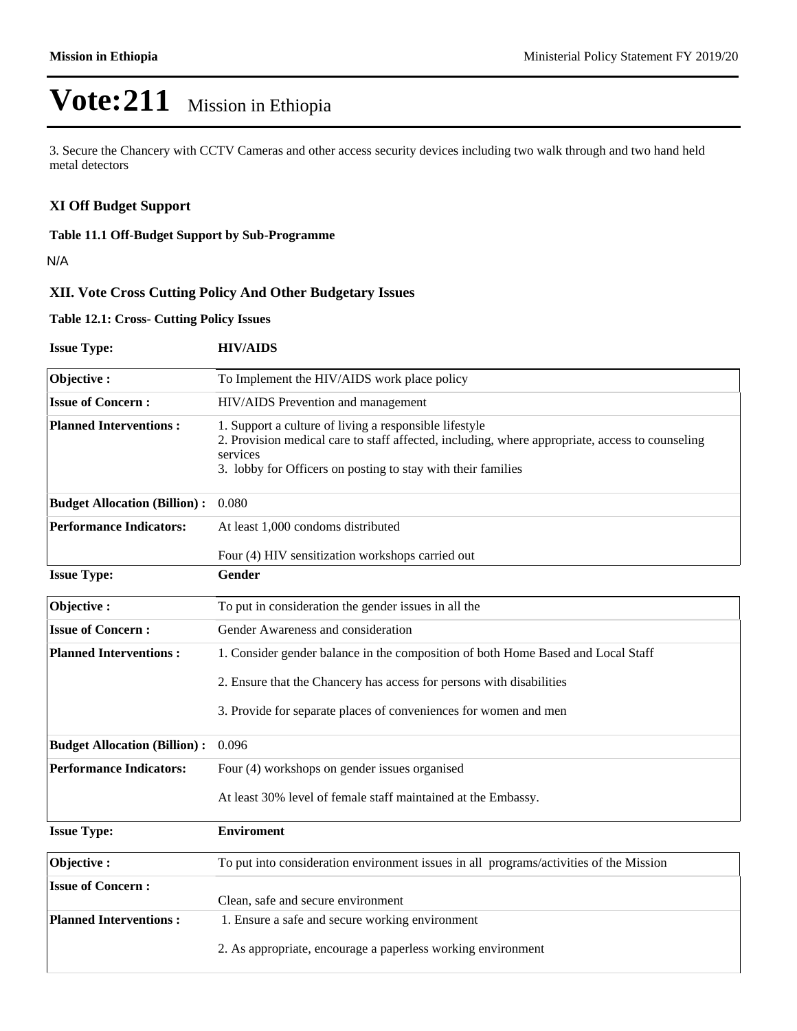# Vote:211 Mission in Ethiopia

3. Secure the Chancery with CCTV Cameras and other access security devices including two walk through and two hand held metal detectors

### XI Off Budget Support

**Table 11.1 Off-Budget Support by Sub-Programme**

N/A

### XII. Vote Cross Cutting Policy And Other Budgetary Issues

**Table 12.1: Cross- Cutting Policy Issues**

**Issue Type: HIV/AIDS**

| | |
|---|---|
| **Objective :** | To Implement the HIV/AIDS work place policy |
| **Issue of Concern :** | HIV/AIDS Prevention and management |
| **Planned Interventions :** | 1. Support a culture of living a responsible lifestyle<br>2. Provision medical care to staff affected, including, where appropriate, access to counseling services<br>3. lobby for Officers on posting to stay with their families |
| **Budget Allocation (Billion) :** | 0.080 |
| **Performance Indicators:** | At least 1,000 condoms distributed<br><br>Four (4) HIV sensitization workshops carried out |

**Issue Type: Gender**

| | |
|---|---|
| **Objective :** | To put in consideration the gender issues in all the |
| **Issue of Concern :** | Gender Awareness and consideration |
| **Planned Interventions :** | 1. Consider gender balance in the composition of both Home Based and Local Staff<br><br>2. Ensure that the Chancery has access for persons with disabilities<br><br>3. Provide for separate places of conveniences for women and men |
| **Budget Allocation (Billion) :** | 0.096 |
| **Performance Indicators:** | Four (4) workshops on gender issues organised<br><br>At least 30% level of female staff maintained at the Embassy. |

**Issue Type: Enviroment**

| | |
|---|---|
| **Objective :** | To put into consideration environment issues in all programs/activities of the Mission |
| **Issue of Concern :** | Clean, safe and secure environment |
| **Planned Interventions :** | 1. Ensure a safe and secure working environment<br><br>2. As appropriate, encourage a paperless working environment |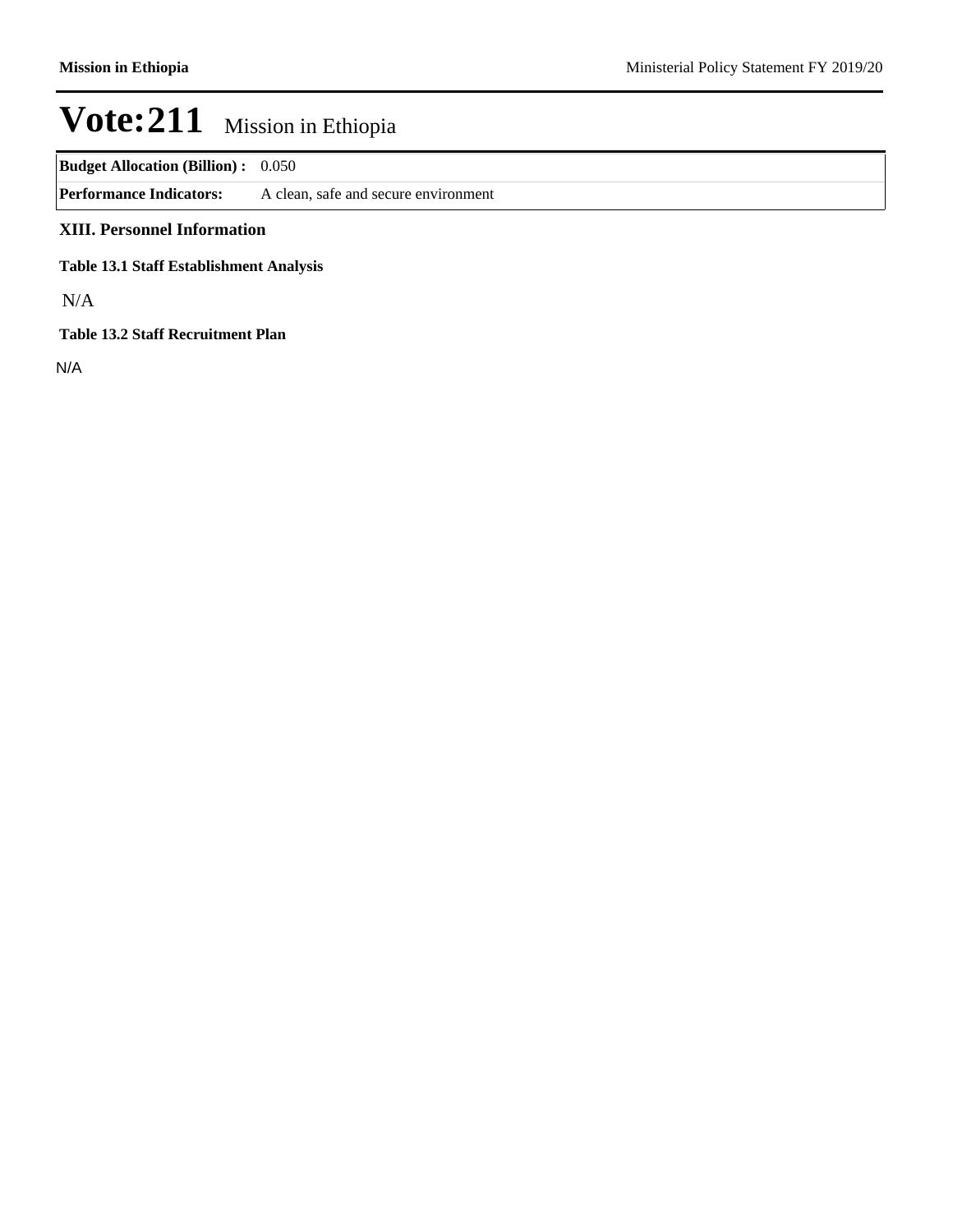# Vote:211 Mission in Ethiopia

| | |
|---|---|
| **Budget Allocation (Billion) :** | 0.050 |
| **Performance Indicators:** | A clean, safe and secure environment |

## XIII. Personnel Information

**Table 13.1 Staff Establishment Analysis**

N/A

**Table 13.2 Staff Recruitment Plan**

N/A